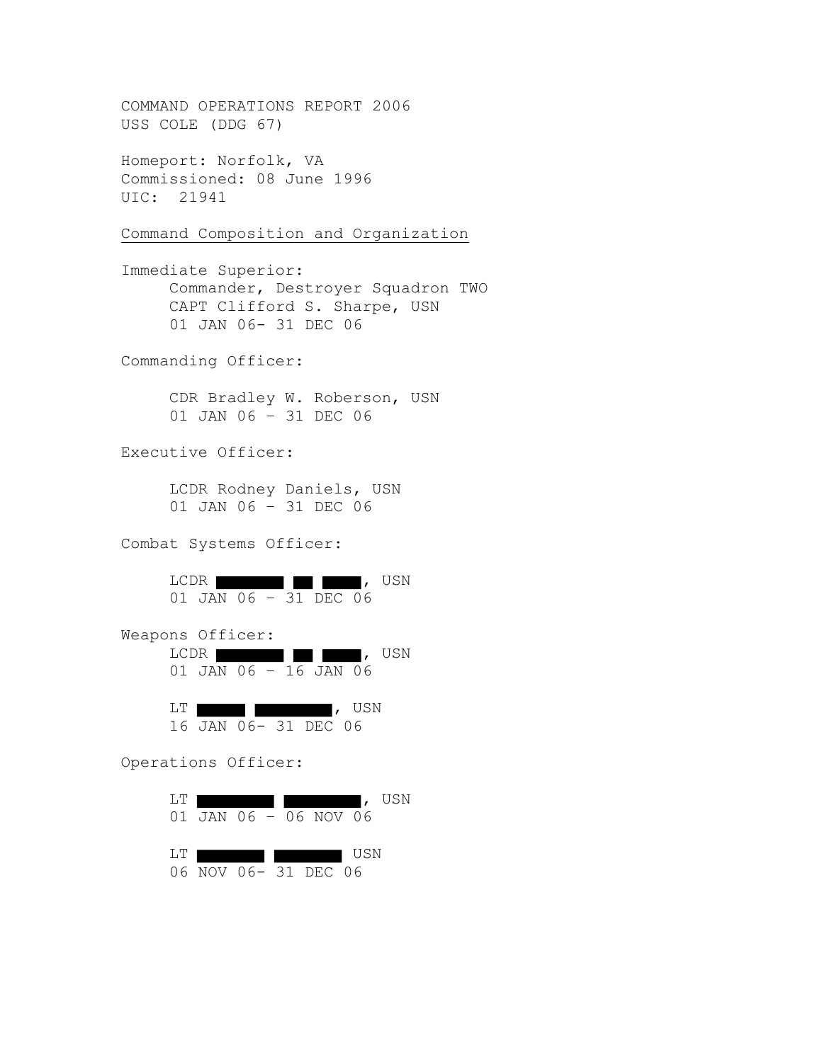COMMAND OPERATIONS REPORT 2006
USS COLE (DDG 67)

Homeport: Norfolk, VA
Commissioned: 08 June 1996
UIC: 21941

## Command Composition and Organization

Immediate Superior:
Commander, Destroyer Squadron TWO
CAPT Clifford S. Sharpe, USN
01 JAN 06- 31 DEC 06

Commanding Officer:

CDR Bradley W. Roberson, USN
01 JAN 06 – 31 DEC 06

Executive Officer:

LCDR Rodney Daniels, USN
01 JAN 06 – 31 DEC 06

Combat Systems Officer:

LCDR ███ ██ ███, USN
01 JAN 06 – 31 DEC 06

Weapons Officer:
LCDR ███ ██ ███, USN
01 JAN 06 – 16 JAN 06

LT ███ ███, USN
16 JAN 06- 31 DEC 06

Operations Officer:

LT ███ ███, USN
01 JAN 06 – 06 NOV 06

LT ███ ███ USN
06 NOV 06- 31 DEC 06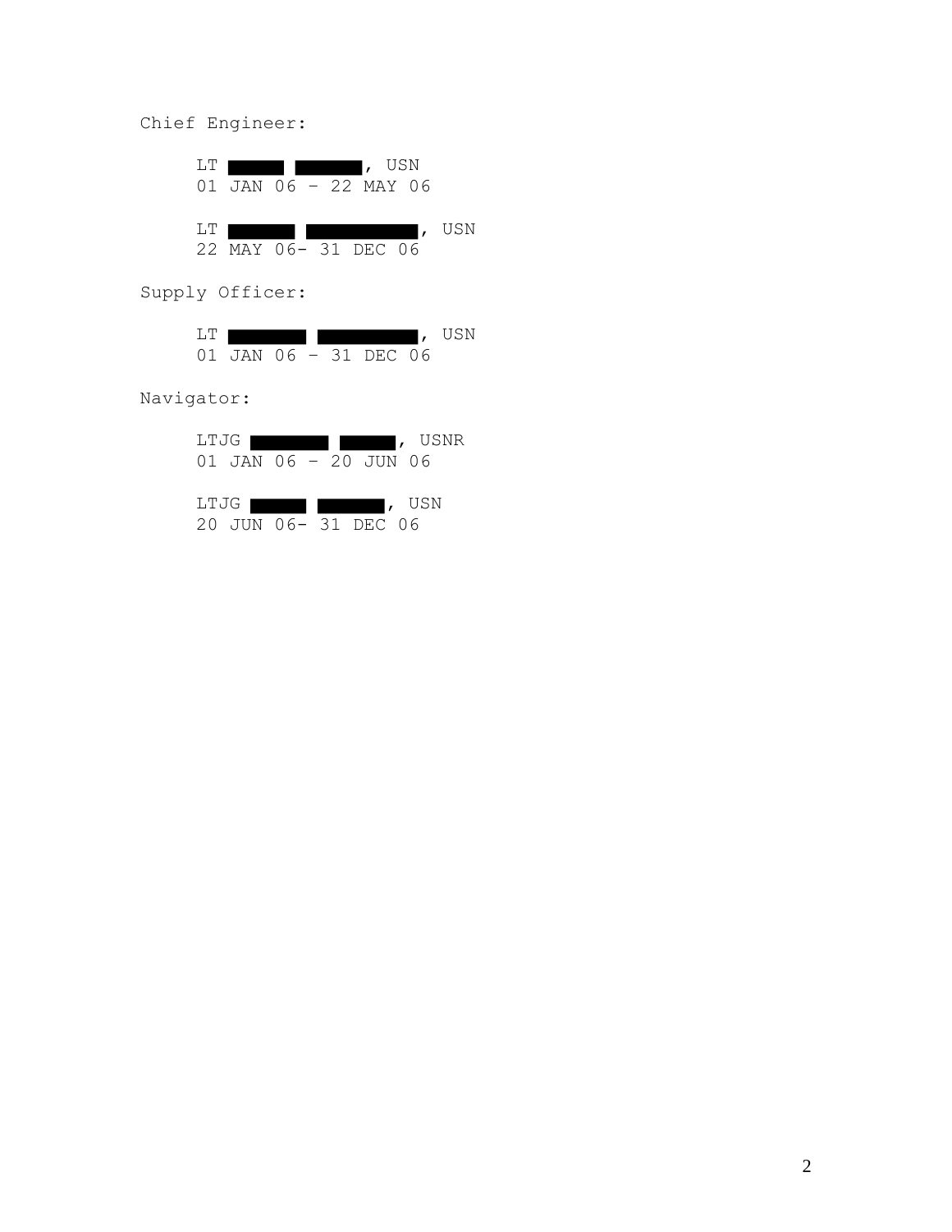Chief Engineer:

LT ██████ ███████, USN
01 JAN 06 – 22 MAY 06

LT ███████ ███████████, USN
22 MAY 06- 31 DEC 06

Supply Officer:

LT ████████ ██████████, USN
01 JAN 06 – 31 DEC 06

Navigator:

LTJG ████████ ██████, USNR
01 JAN 06 – 20 JUN 06

LTJG ██████ ███████, USN
20 JUN 06- 31 DEC 06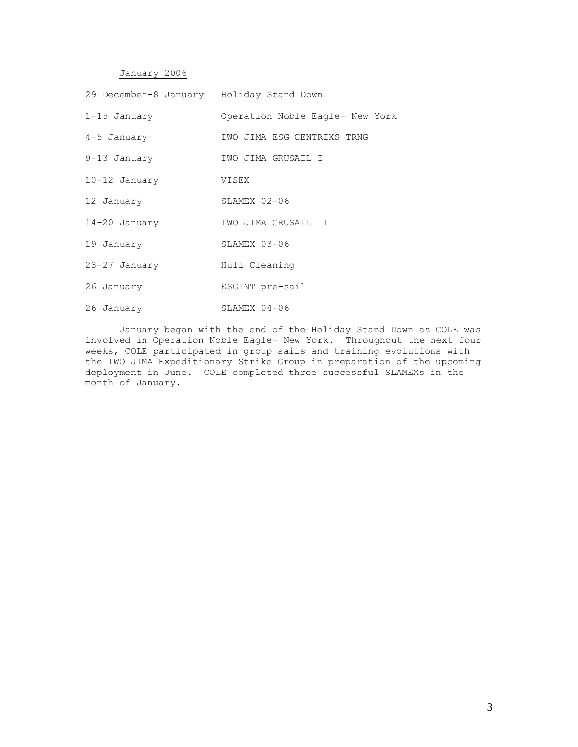<u>January 2006</u>

| | |
|---|---|
| 29 December-8 January | Holiday Stand Down |
| 1-15 January | Operation Noble Eagle- New York |
| 4-5 January | IWO JIMA ESG CENTRIXS TRNG |
| 9-13 January | IWO JIMA GRUSAIL I |
| 10-12 January | VISEX |
| 12 January | SLAMEX 02-06 |
| 14-20 January | IWO JIMA GRUSAIL II |
| 19 January | SLAMEX 03-06 |
| 23-27 January | Hull Cleaning |
| 26 January | ESGINT pre-sail |
| 26 January | SLAMEX 04-06 |

January began with the end of the Holiday Stand Down as COLE was involved in Operation Noble Eagle- New York. Throughout the next four weeks, COLE participated in group sails and training evolutions with the IWO JIMA Expeditionary Strike Group in preparation of the upcoming deployment in June. COLE completed three successful SLAMEXs in the month of January.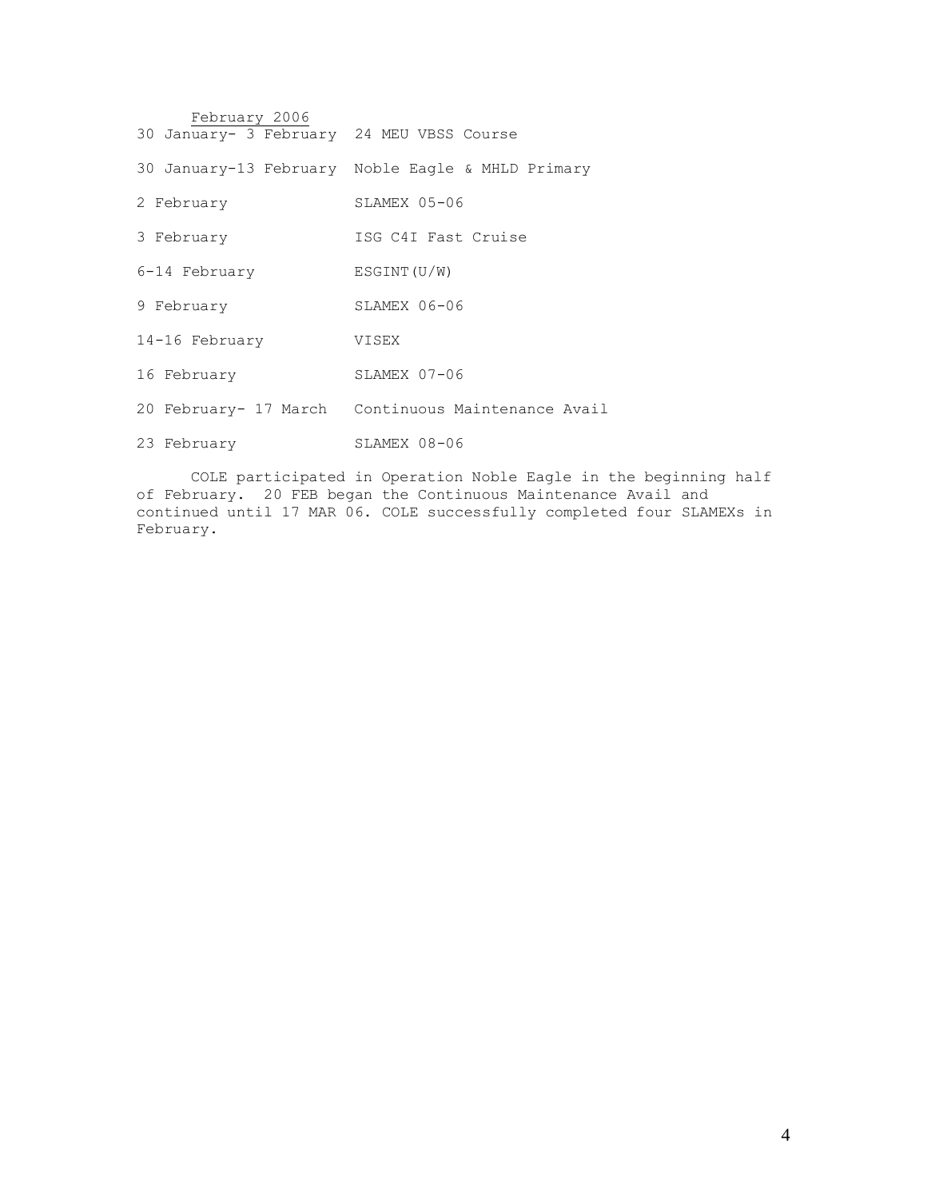February 2006

| | |
|---|---|
| 30 January- 3 February | 24 MEU VBSS Course |
| 30 January-13 February | Noble Eagle & MHLD Primary |
| 2 February | SLAMEX 05-06 |
| 3 February | ISG C4I Fast Cruise |
| 6-14 February | ESGINT(U/W) |
| 9 February | SLAMEX 06-06 |
| 14-16 February | VISEX |
| 16 February | SLAMEX 07-06 |
| 20 February- 17 March | Continuous Maintenance Avail |
| 23 February | SLAMEX 08-06 |

COLE participated in Operation Noble Eagle in the beginning half of February. 20 FEB began the Continuous Maintenance Avail and continued until 17 MAR 06. COLE successfully completed four SLAMEXs in February.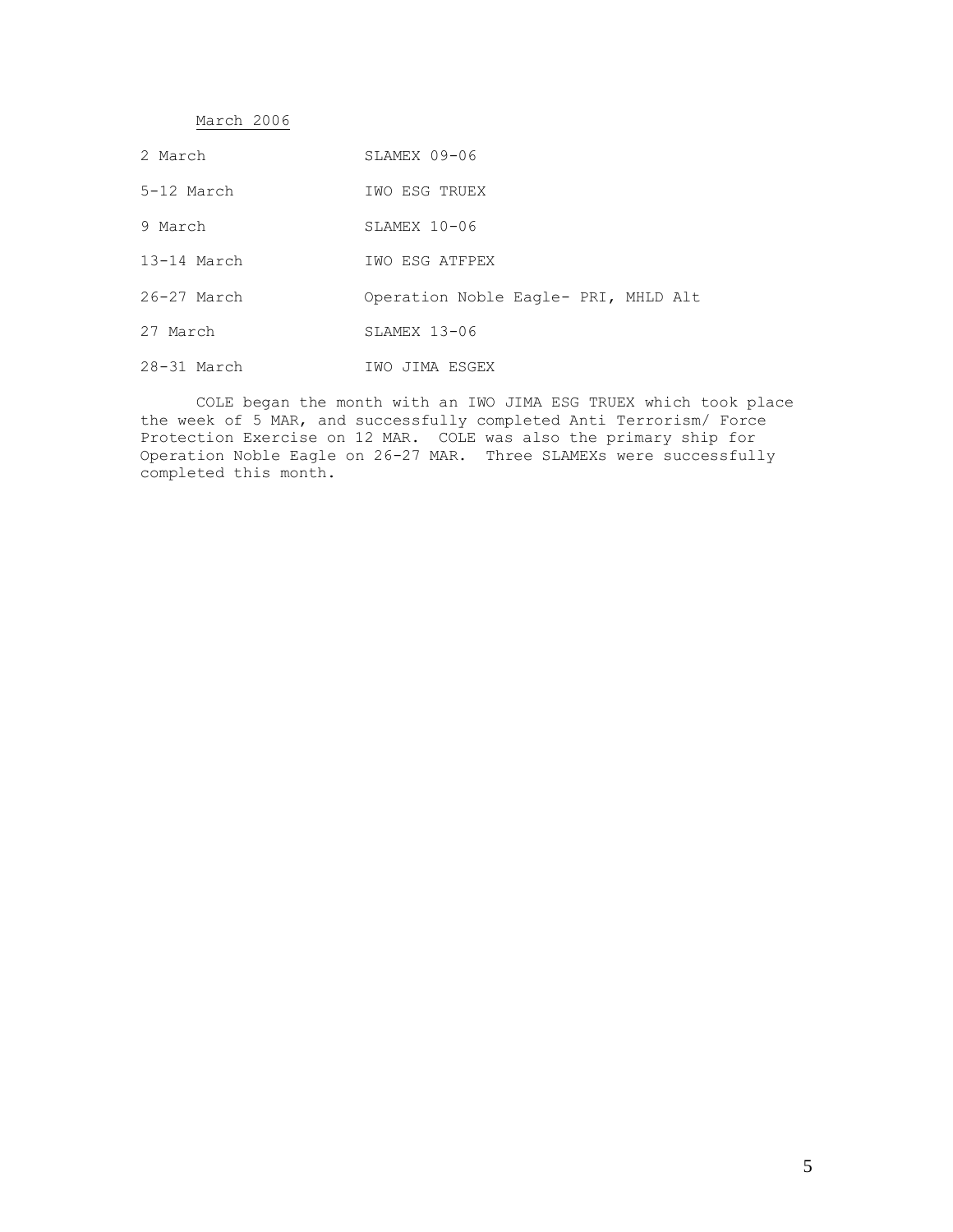March 2006

| | |
|---|---|
| 2 March | SLAMEX 09-06 |
| 5-12 March | IWO ESG TRUEX |
| 9 March | SLAMEX 10-06 |
| 13-14 March | IWO ESG ATFPEX |
| 26-27 March | Operation Noble Eagle- PRI, MHLD Alt |
| 27 March | SLAMEX 13-06 |
| 28-31 March | IWO JIMA ESGEX |

COLE began the month with an IWO JIMA ESG TRUEX which took place the week of 5 MAR, and successfully completed Anti Terrorism/ Force Protection Exercise on 12 MAR. COLE was also the primary ship for Operation Noble Eagle on 26-27 MAR. Three SLAMEXs were successfully completed this month.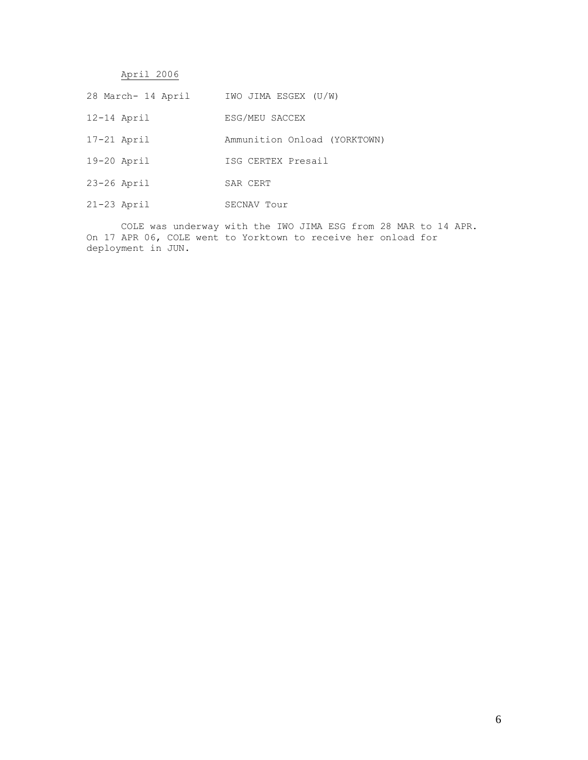<u>April 2006</u>

| | |
|---|---|
| 28 March- 14 April | IWO JIMA ESGEX (U/W) |
| 12-14 April | ESG/MEU SACCEX |
| 17-21 April | Ammunition Onload (YORKTOWN) |
| 19-20 April | ISG CERTEX Presail |
| 23-26 April | SAR CERT |
| 21-23 April | SECNAV Tour |

COLE was underway with the IWO JIMA ESG from 28 MAR to 14 APR. On 17 APR 06, COLE went to Yorktown to receive her onload for deployment in JUN.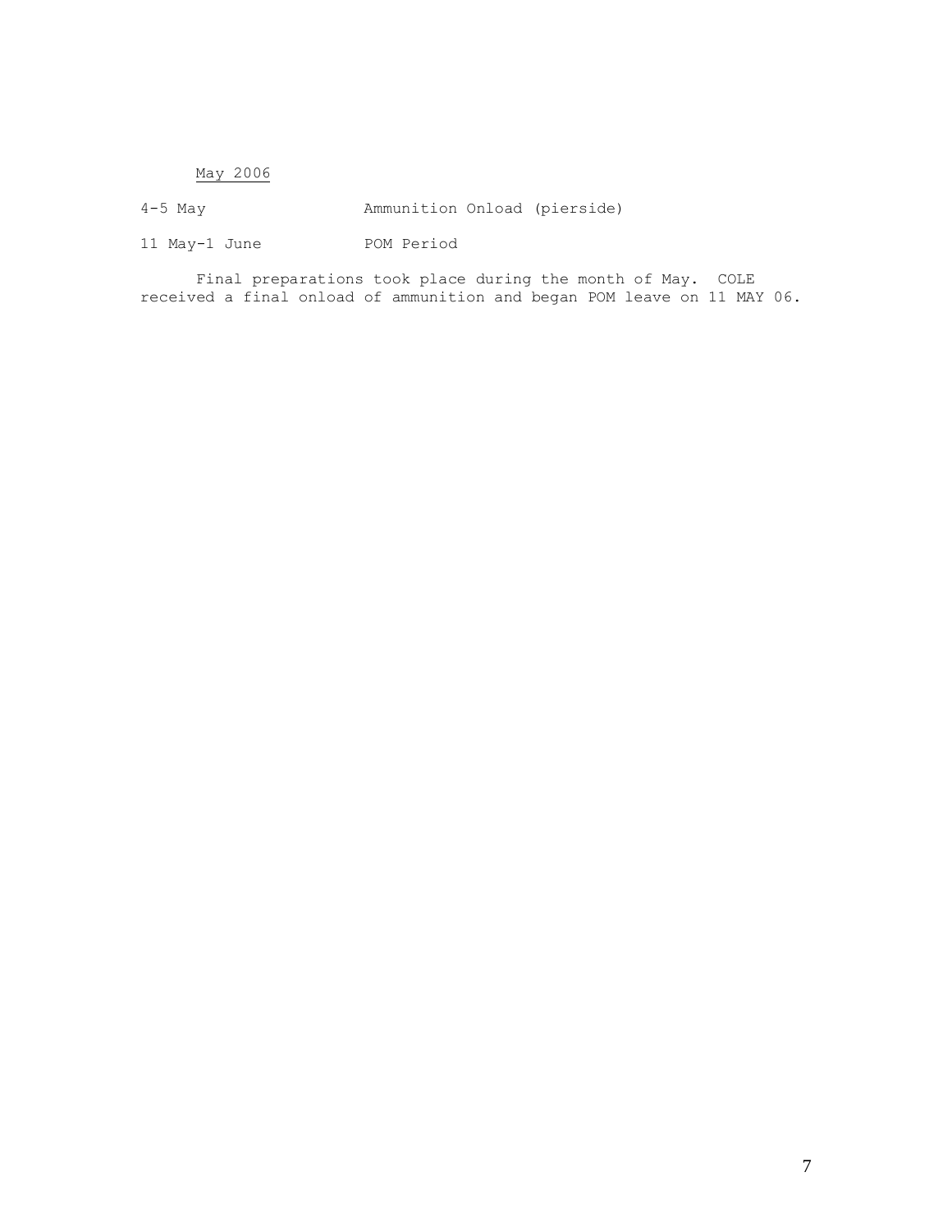May 2006

| | |
|---|---|
| 4-5 May | Ammunition Onload (pierside) |
| 11 May-1 June | POM Period |

Final preparations took place during the month of May. COLE received a final onload of ammunition and began POM leave on 11 MAY 06.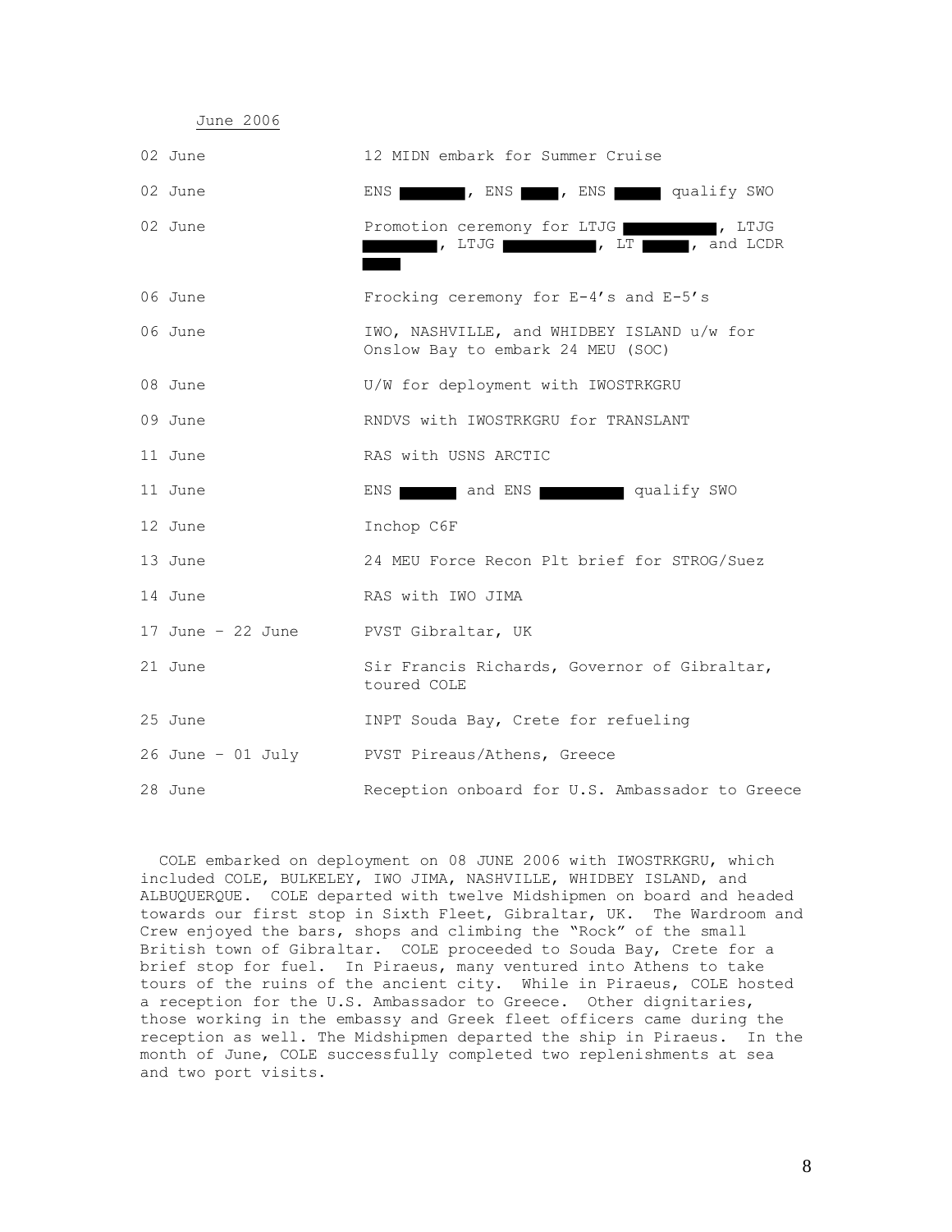June 2006

| | |
|---|---|
| 02 June | 12 MIDN embark for Summer Cruise |
| 02 June | ENS ███████, ENS ████, ENS █████ qualify SWO |
| 02 June | Promotion ceremony for LTJG ██████████, LTJG ████████, LTJG ██████████, LT █████, and LCDR ████ |
| 06 June | Frocking ceremony for E-4's and E-5's |
| 06 June | IWO, NASHVILLE, and WHIDBEY ISLAND u/w for Onslow Bay to embark 24 MEU (SOC) |
| 08 June | U/W for deployment with IWOSTRKGRU |
| 09 June | RNDVS with IWOSTRKGRU for TRANSLANT |
| 11 June | RAS with USNS ARCTIC |
| 11 June | ENS ███████ and ENS █████████ qualify SWO |
| 12 June | Inchop C6F |
| 13 June | 24 MEU Force Recon Plt brief for STROG/Suez |
| 14 June | RAS with IWO JIMA |
| 17 June – 22 June | PVST Gibraltar, UK |
| 21 June | Sir Francis Richards, Governor of Gibraltar, toured COLE |
| 25 June | INPT Souda Bay, Crete for refueling |
| 26 June – 01 July | PVST Pireaus/Athens, Greece |
| 28 June | Reception onboard for U.S. Ambassador to Greece |

COLE embarked on deployment on 08 JUNE 2006 with IWOSTRKGRU, which included COLE, BULKELEY, IWO JIMA, NASHVILLE, WHIDBEY ISLAND, and ALBUQUERQUE. COLE departed with twelve Midshipmen on board and headed towards our first stop in Sixth Fleet, Gibraltar, UK. The Wardroom and Crew enjoyed the bars, shops and climbing the "Rock" of the small British town of Gibraltar. COLE proceeded to Souda Bay, Crete for a brief stop for fuel. In Piraeus, many ventured into Athens to take tours of the ruins of the ancient city. While in Piraeus, COLE hosted a reception for the U.S. Ambassador to Greece. Other dignitaries, those working in the embassy and Greek fleet officers came during the reception as well. The Midshipmen departed the ship in Piraeus. In the month of June, COLE successfully completed two replenishments at sea and two port visits.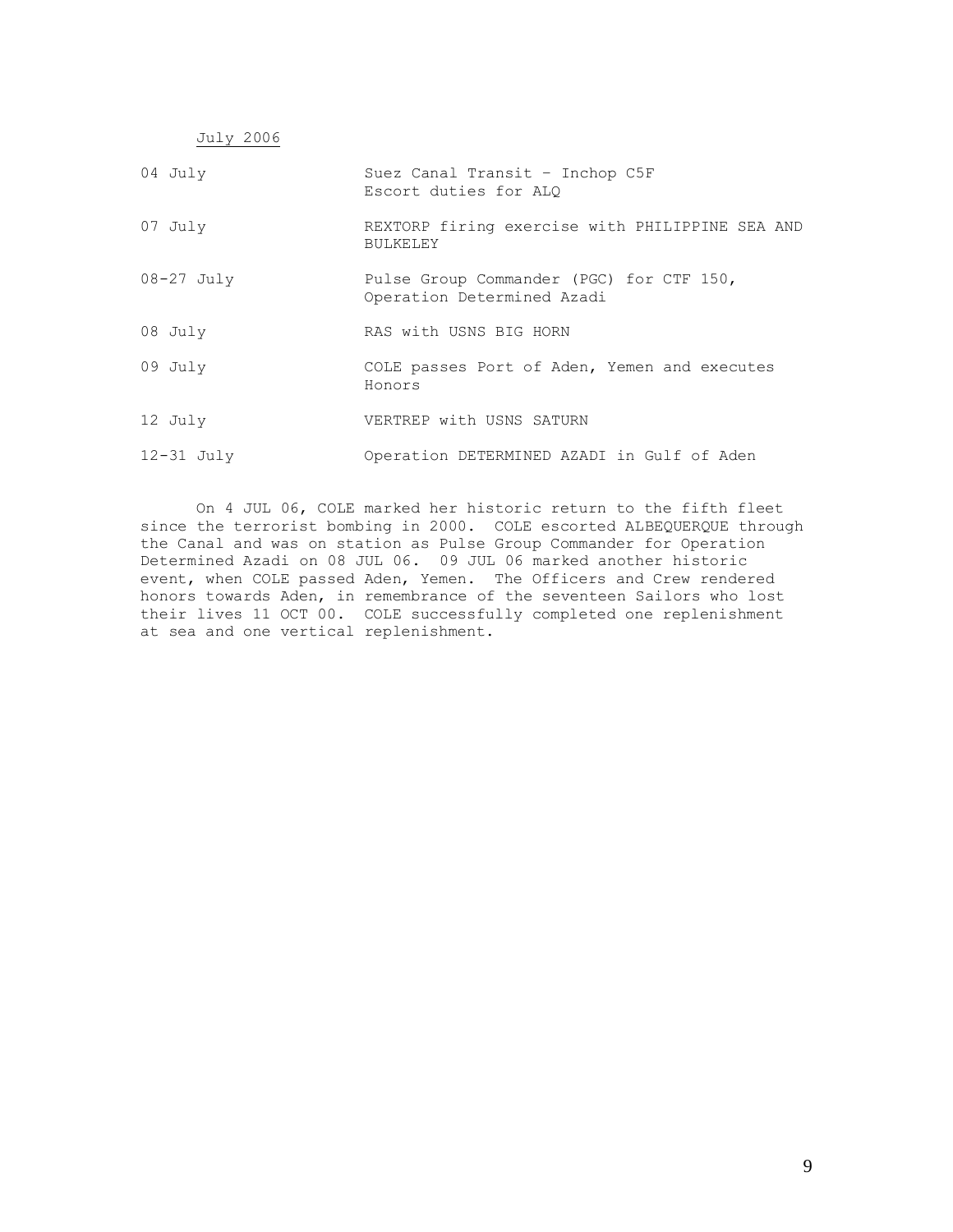<u>July 2006</u>

| | |
|---|---|
| 04 July | Suez Canal Transit – Inchop C5F<br>Escort duties for ALQ |
| 07 July | REXTORP firing exercise with PHILIPPINE SEA AND BULKELEY |
| 08-27 July | Pulse Group Commander (PGC) for CTF 150, Operation Determined Azadi |
| 08 July | RAS with USNS BIG HORN |
| 09 July | COLE passes Port of Aden, Yemen and executes Honors |
| 12 July | VERTREP with USNS SATURN |
| 12-31 July | Operation DETERMINED AZADI in Gulf of Aden |

On 4 JUL 06, COLE marked her historic return to the fifth fleet since the terrorist bombing in 2000. COLE escorted ALBEQUERQUE through the Canal and was on station as Pulse Group Commander for Operation Determined Azadi on 08 JUL 06. 09 JUL 06 marked another historic event, when COLE passed Aden, Yemen. The Officers and Crew rendered honors towards Aden, in remembrance of the seventeen Sailors who lost their lives 11 OCT 00. COLE successfully completed one replenishment at sea and one vertical replenishment.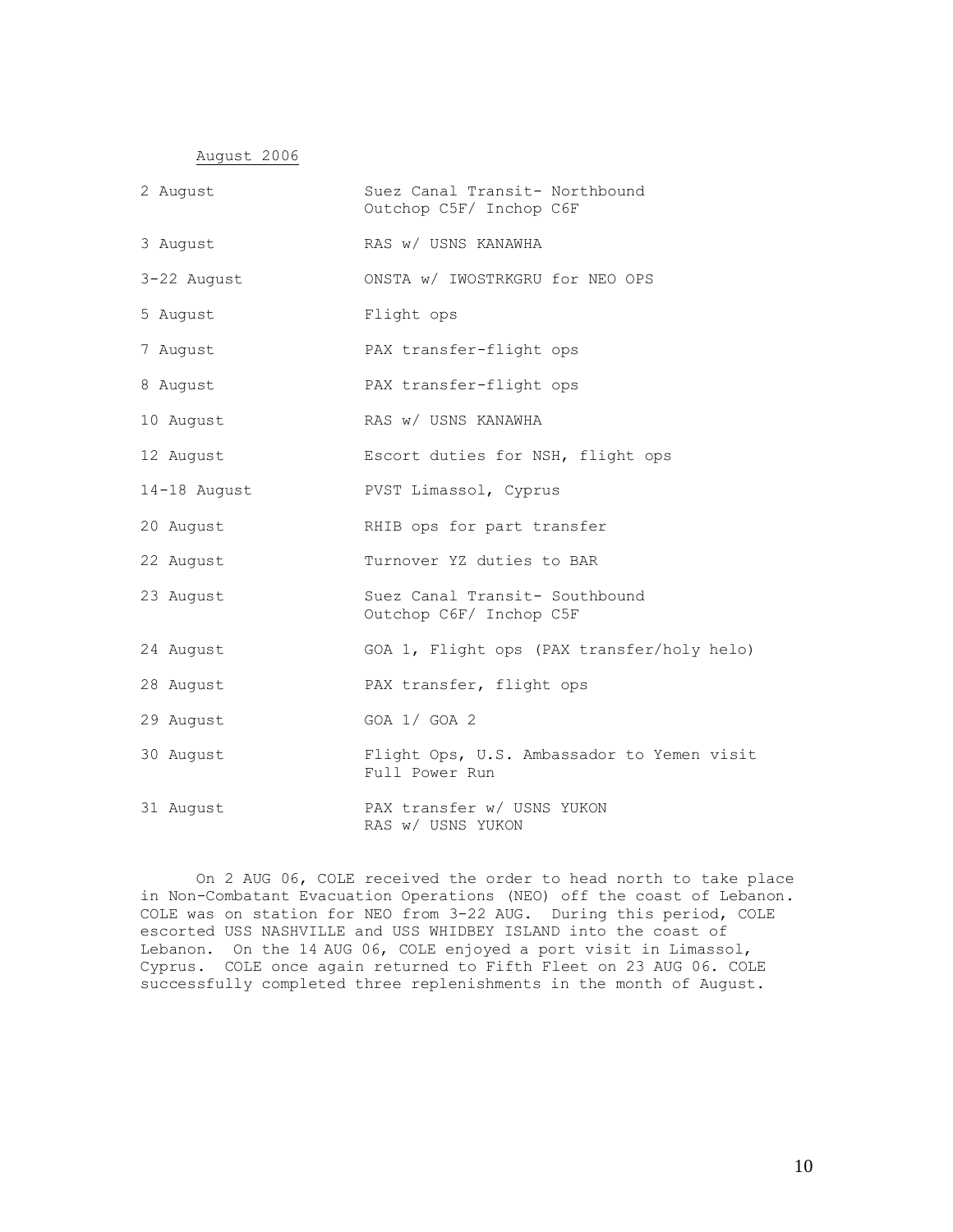<u>August 2006</u>

| | |
|---|---|
| 2 August | Suez Canal Transit- Northbound<br>Outchop C5F/ Inchop C6F |
| 3 August | RAS w/ USNS KANAWHA |
| 3-22 August | ONSTA w/ IWOSTRKGRU for NEO OPS |
| 5 August | Flight ops |
| 7 August | PAX transfer-flight ops |
| 8 August | PAX transfer-flight ops |
| 10 August | RAS w/ USNS KANAWHA |
| 12 August | Escort duties for NSH, flight ops |
| 14-18 August | PVST Limassol, Cyprus |
| 20 August | RHIB ops for part transfer |
| 22 August | Turnover YZ duties to BAR |
| 23 August | Suez Canal Transit- Southbound<br>Outchop C6F/ Inchop C5F |
| 24 August | GOA 1, Flight ops (PAX transfer/holy helo) |
| 28 August | PAX transfer, flight ops |
| 29 August | GOA 1/ GOA 2 |
| 30 August | Flight Ops, U.S. Ambassador to Yemen visit<br>Full Power Run |
| 31 August | PAX transfer w/ USNS YUKON<br>RAS w/ USNS YUKON |

On 2 AUG 06, COLE received the order to head north to take place in Non-Combatant Evacuation Operations (NEO) off the coast of Lebanon. COLE was on station for NEO from 3-22 AUG. During this period, COLE escorted USS NASHVILLE and USS WHIDBEY ISLAND into the coast of Lebanon. On the 14 AUG 06, COLE enjoyed a port visit in Limassol, Cyprus. COLE once again returned to Fifth Fleet on 23 AUG 06. COLE successfully completed three replenishments in the month of August.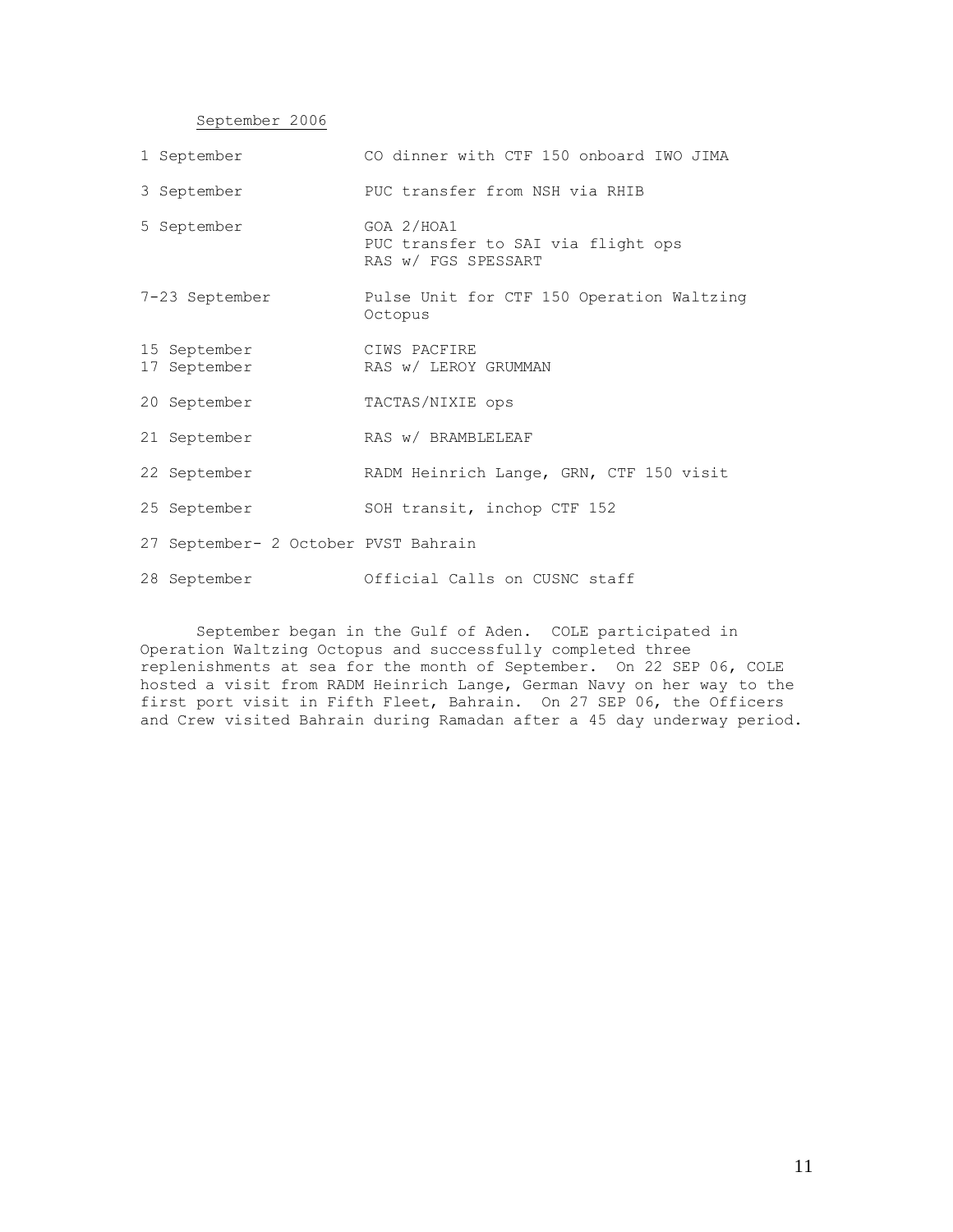<u>September 2006</u>

| | |
|---|---|
| 1 September | CO dinner with CTF 150 onboard IWO JIMA |
| 3 September | PUC transfer from NSH via RHIB |
| 5 September | GOA 2/HOA1<br>PUC transfer to SAI via flight ops<br>RAS w/ FGS SPESSART |
| 7-23 September | Pulse Unit for CTF 150 Operation Waltzing Octopus |
| 15 September | CIWS PACFIRE |
| 17 September | RAS w/ LEROY GRUMMAN |
| 20 September | TACTAS/NIXIE ops |
| 21 September | RAS w/ BRAMBLELEAF |
| 22 September | RADM Heinrich Lange, GRN, CTF 150 visit |
| 25 September | SOH transit, inchop CTF 152 |
| 27 September- 2 October | PVST Bahrain |
| 28 September | Official Calls on CUSNC staff |

September began in the Gulf of Aden. COLE participated in Operation Waltzing Octopus and successfully completed three replenishments at sea for the month of September. On 22 SEP 06, COLE hosted a visit from RADM Heinrich Lange, German Navy on her way to the first port visit in Fifth Fleet, Bahrain. On 27 SEP 06, the Officers and Crew visited Bahrain during Ramadan after a 45 day underway period.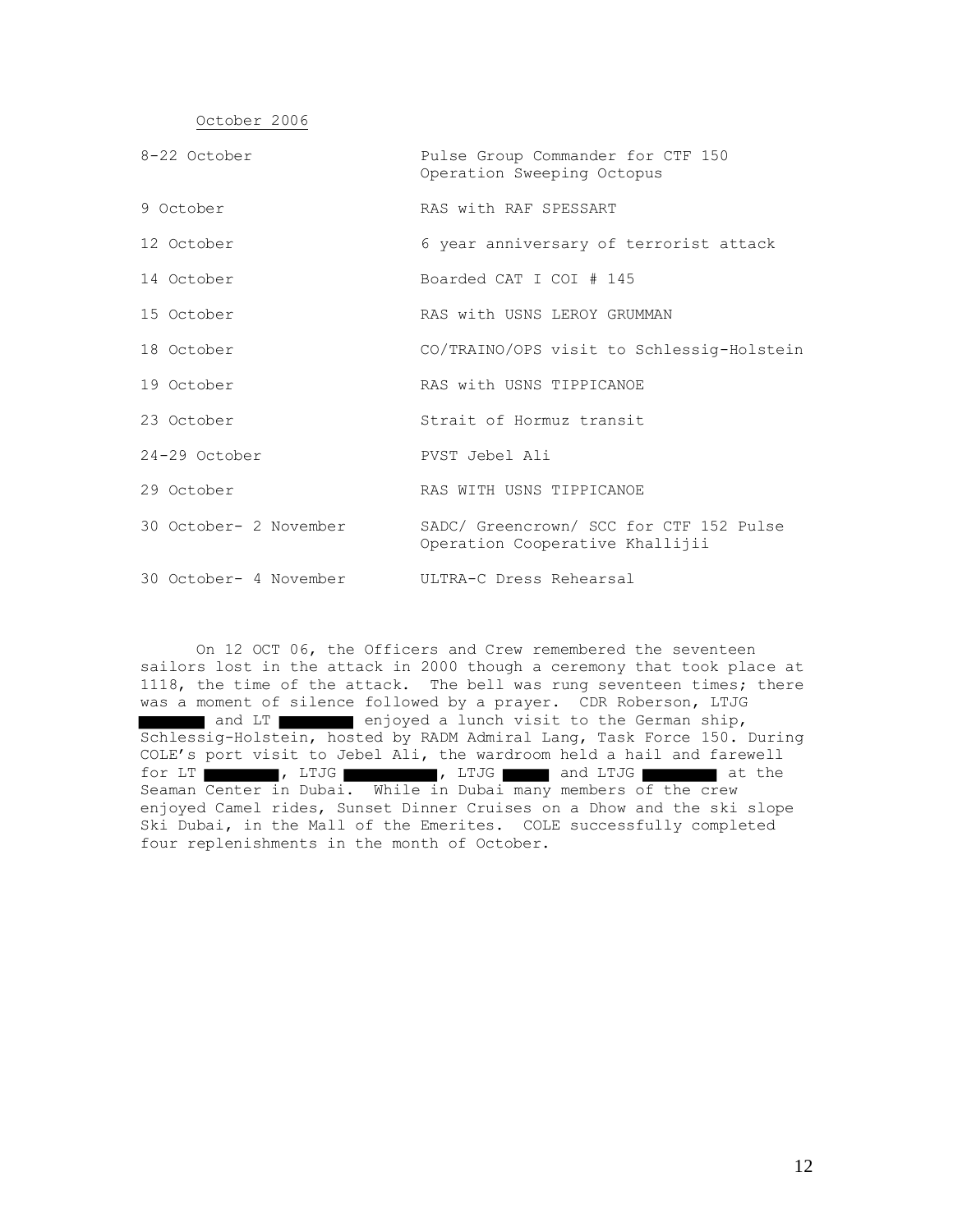October 2006

| | |
|---|---|
| 8-22 October | Pulse Group Commander for CTF 150 Operation Sweeping Octopus |
| 9 October | RAS with RAF SPESSART |
| 12 October | 6 year anniversary of terrorist attack |
| 14 October | Boarded CAT I COI # 145 |
| 15 October | RAS with USNS LEROY GRUMMAN |
| 18 October | CO/TRAINO/OPS visit to Schlessig-Holstein |
| 19 October | RAS with USNS TIPPICANOE |
| 23 October | Strait of Hormuz transit |
| 24-29 October | PVST Jebel Ali |
| 29 October | RAS WITH USNS TIPPICANOE |
| 30 October- 2 November | SADC/ Greencrown/ SCC for CTF 152 Pulse Operation Cooperative Khallijii |
| 30 October- 4 November | ULTRA-C Dress Rehearsal |

On 12 OCT 06, the Officers and Crew remembered the seventeen sailors lost in the attack in 2000 though a ceremony that took place at 1118, the time of the attack. The bell was rung seventeen times; there was a moment of silence followed by a prayer. CDR Roberson, LTJG ██████ and LT ██████ enjoyed a lunch visit to the German ship, Schlessig-Holstein, hosted by RADM Admiral Lang, Task Force 150. During COLE's port visit to Jebel Ali, the wardroom held a hail and farewell for LT ██████, LTJG ██████, LTJG ██████ and LTJG ██████ at the Seaman Center in Dubai. While in Dubai many members of the crew enjoyed Camel rides, Sunset Dinner Cruises on a Dhow and the ski slope Ski Dubai, in the Mall of the Emerites. COLE successfully completed four replenishments in the month of October.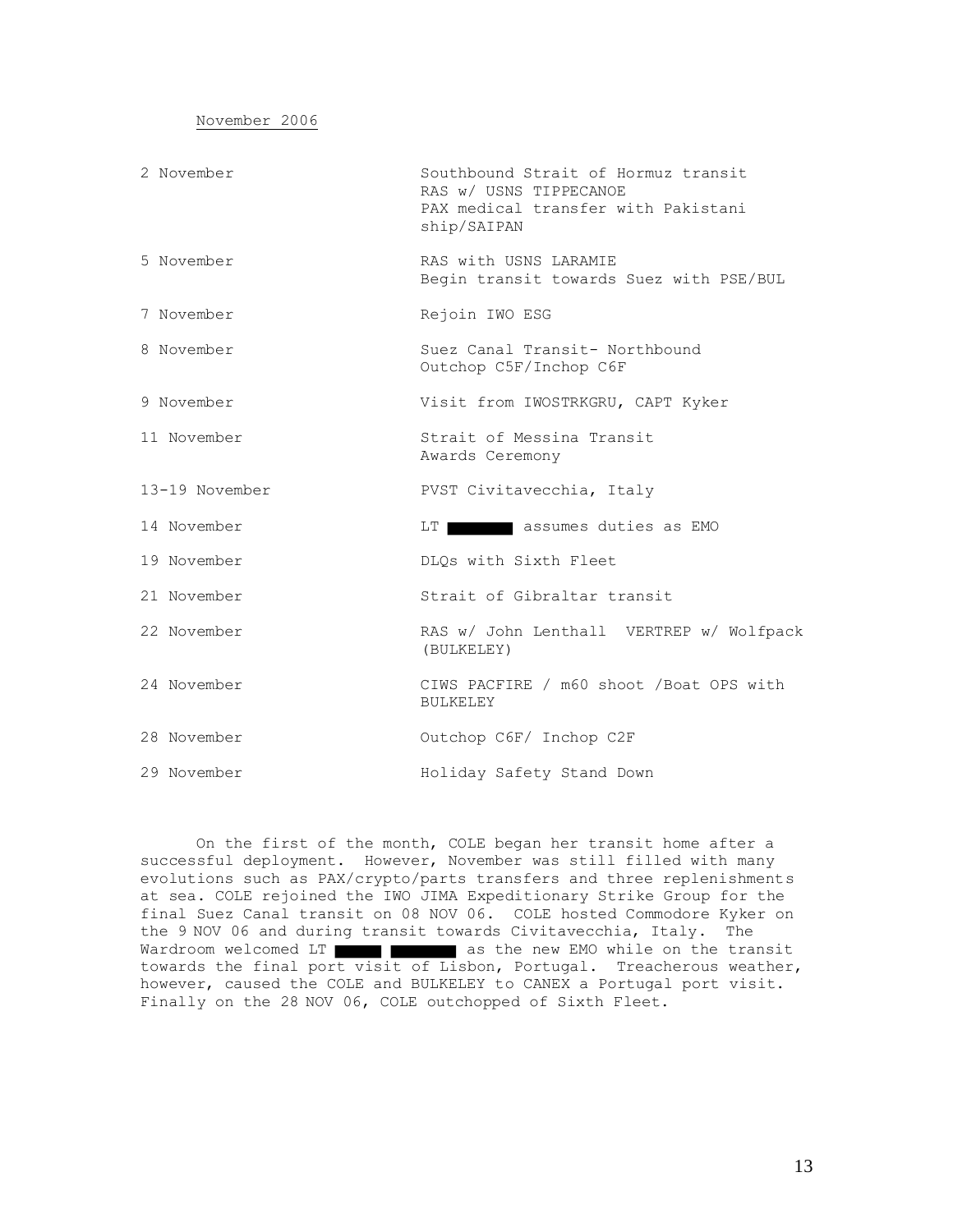November 2006

| | |
|---|---|
| 2 November | Southbound Strait of Hormuz transit<br>RAS w/ USNS TIPPECANOE<br>PAX medical transfer with Pakistani ship/SAIPAN |
| 5 November | RAS with USNS LARAMIE<br>Begin transit towards Suez with PSE/BUL |
| 7 November | Rejoin IWO ESG |
| 8 November | Suez Canal Transit- Northbound<br>Outchop C5F/Inchop C6F |
| 9 November | Visit from IWOSTRKGRU, CAPT Kyker |
| 11 November | Strait of Messina Transit<br>Awards Ceremony |
| 13-19 November | PVST Civitavecchia, Italy |
| 14 November | LT ████ assumes duties as EMO |
| 19 November | DLQs with Sixth Fleet |
| 21 November | Strait of Gibraltar transit |
| 22 November | RAS w/ John Lenthall VERTREP w/ Wolfpack (BULKELEY) |
| 24 November | CIWS PACFIRE / m60 shoot /Boat OPS with BULKELEY |
| 28 November | Outchop C6F/ Inchop C2F |
| 29 November | Holiday Safety Stand Down |

On the first of the month, COLE began her transit home after a successful deployment. However, November was still filled with many evolutions such as PAX/crypto/parts transfers and three replenishments at sea. COLE rejoined the IWO JIMA Expeditionary Strike Group for the final Suez Canal transit on 08 NOV 06. COLE hosted Commodore Kyker on the 9 NOV 06 and during transit towards Civitavecchia, Italy. The Wardroom welcomed LT ████ ████ as the new EMO while on the transit towards the final port visit of Lisbon, Portugal. Treacherous weather, however, caused the COLE and BULKELEY to CANEX a Portugal port visit. Finally on the 28 NOV 06, COLE outchopped of Sixth Fleet.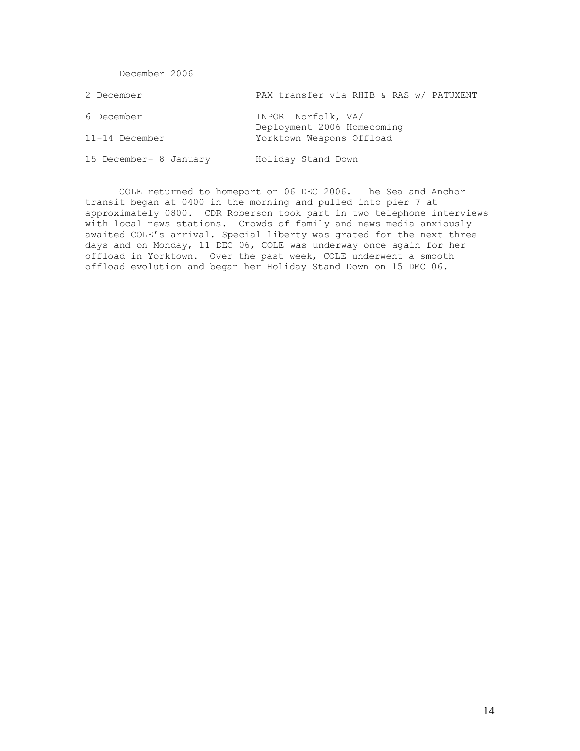December 2006

| | |
|---|---|
| 2 December | PAX transfer via RHIB & RAS w/ PATUXENT |
| 6 December | INPORT Norfolk, VA/ Deployment 2006 Homecoming |
| 11-14 December | Yorktown Weapons Offload |
| 15 December- 8 January | Holiday Stand Down |

COLE returned to homeport on 06 DEC 2006. The Sea and Anchor transit began at 0400 in the morning and pulled into pier 7 at approximately 0800. CDR Roberson took part in two telephone interviews with local news stations. Crowds of family and news media anxiously awaited COLE's arrival. Special liberty was grated for the next three days and on Monday, 11 DEC 06, COLE was underway once again for her offload in Yorktown. Over the past week, COLE underwent a smooth offload evolution and began her Holiday Stand Down on 15 DEC 06.